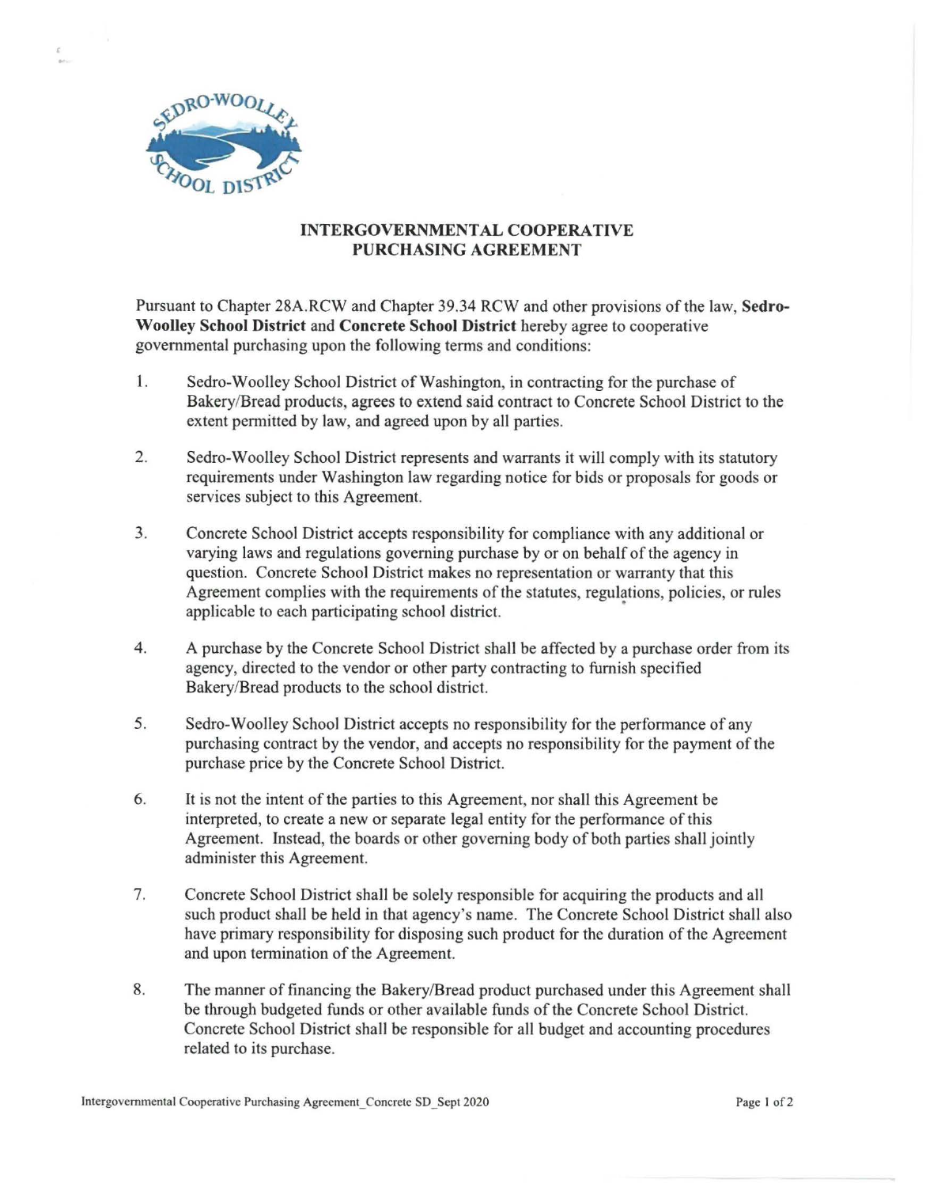# INTERGOVERNMENTAL COOPERATIVE PURCHASING AGREEMENT

Pursuant to Chapter 28A.RCW and Chapter 39.34 RCW and other provisions of the law, **Sedro-Woolley School District** and **Concrete School District** hereby agree to cooperative governmental purchasing upon the following terms and conditions:

1. Sedro-Woolley School District of Washington, in contracting for the purchase of Bakery/Bread products, agrees to extend said contract to Concrete School District to the extent permitted by law, and agreed upon by all parties.

2. Sedro-Woolley School District represents and warrants it will comply with its statutory requirements under Washington law regarding notice for bids or proposals for goods or services subject to this Agreement.

3. Concrete School District accepts responsibility for compliance with any additional or varying laws and regulations governing purchase by or on behalf of the agency in question. Concrete School District makes no representation or warranty that this Agreement complies with the requirements of the statutes, regulations, policies, or rules applicable to each participating school district.

4. A purchase by the Concrete School District shall be affected by a purchase order from its agency, directed to the vendor or other party contracting to furnish specified Bakery/Bread products to the school district.

5. Sedro-Woolley School District accepts no responsibility for the performance of any purchasing contract by the vendor, and accepts no responsibility for the payment of the purchase price by the Concrete School District.

6. It is not the intent of the parties to this Agreement, nor shall this Agreement be interpreted, to create a new or separate legal entity for the performance of this Agreement. Instead, the boards or other governing body of both parties shall jointly administer this Agreement.

7. Concrete School District shall be solely responsible for acquiring the products and all such product shall be held in that agency's name. The Concrete School District shall also have primary responsibility for disposing such product for the duration of the Agreement and upon termination of the Agreement.

8. The manner of financing the Bakery/Bread product purchased under this Agreement shall be through budgeted funds or other available funds of the Concrete School District. Concrete School District shall be responsible for all budget and accounting procedures related to its purchase.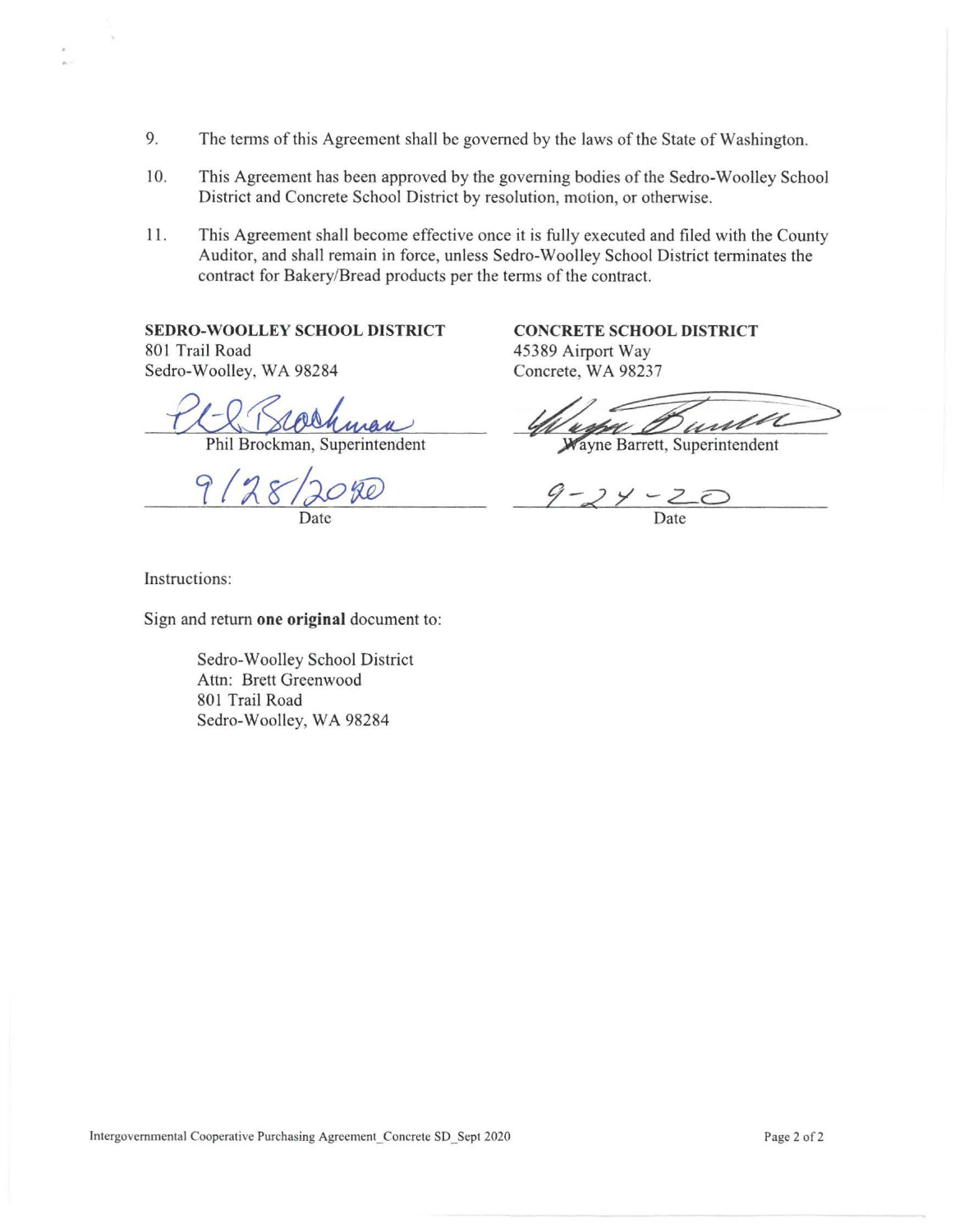9. The terms of this Agreement shall be governed by the laws of the State of Washington.

10. This Agreement has been approved by the governing bodies of the Sedro-Woolley School District and Concrete School District by resolution, motion, or otherwise.

11. This Agreement shall become effective once it is fully executed and filed with the County Auditor, and shall remain in force, unless Sedro-Woolley School District terminates the contract for Bakery/Bread products per the terms of the contract.

**SEDRO-WOOLLEY SCHOOL DISTRICT**
801 Trail Road
Sedro-Woolley, WA 98284

Phil Brockman, Superintendent

9/28/2020
Date

**CONCRETE SCHOOL DISTRICT**
45389 Airport Way
Concrete, WA 98237

Wayne Barrett, Superintendent

9-24-20
Date

Instructions:

Sign and return **one original** document to:

> Sedro-Woolley School District
> Attn: Brett Greenwood
> 801 Trail Road
> Sedro-Woolley, WA 98284

Intergovernmental Cooperative Purchasing Agreement_Concrete SD_Sept 2020